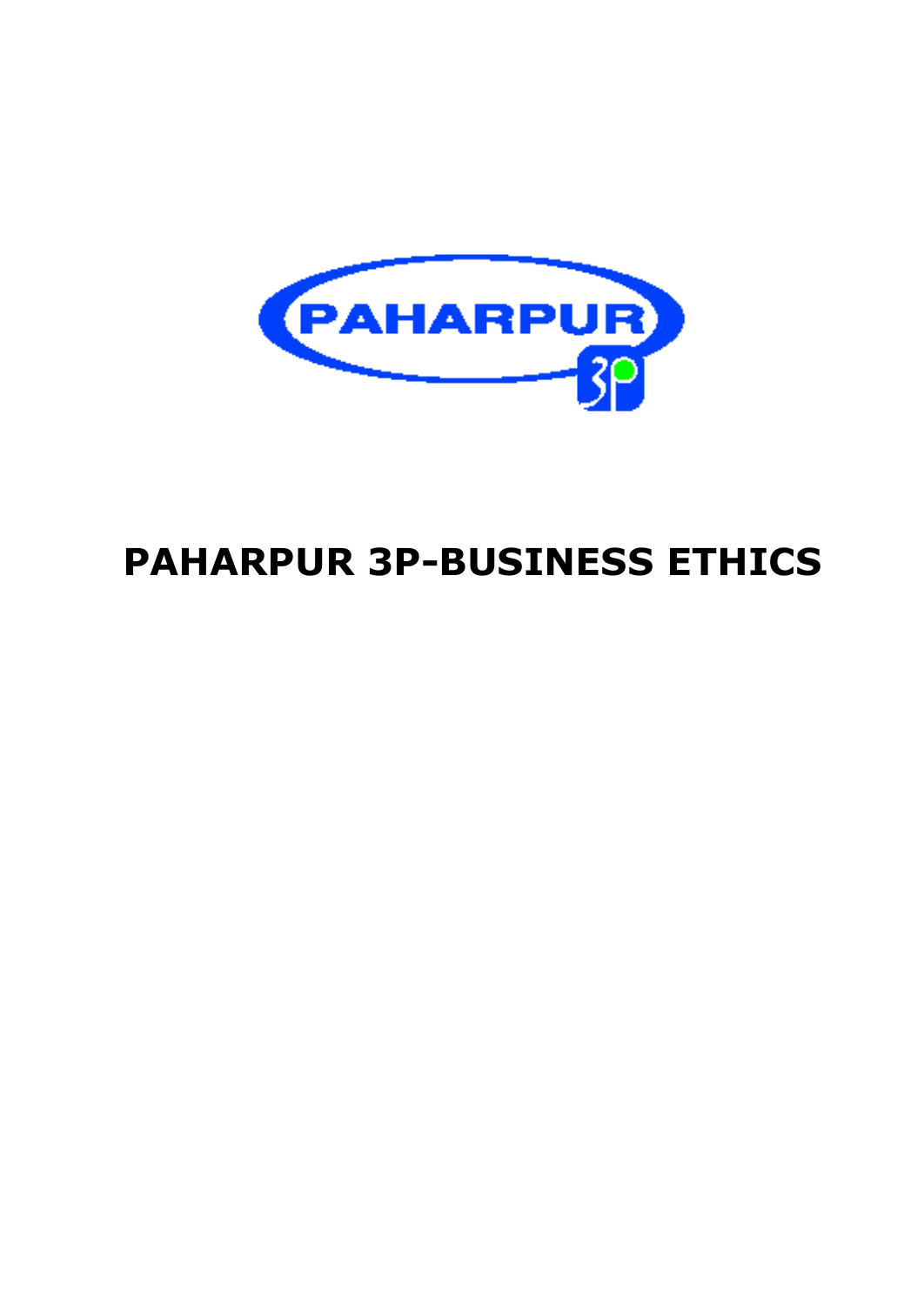# PAHARPUR 3P-BUSINESS ETHICS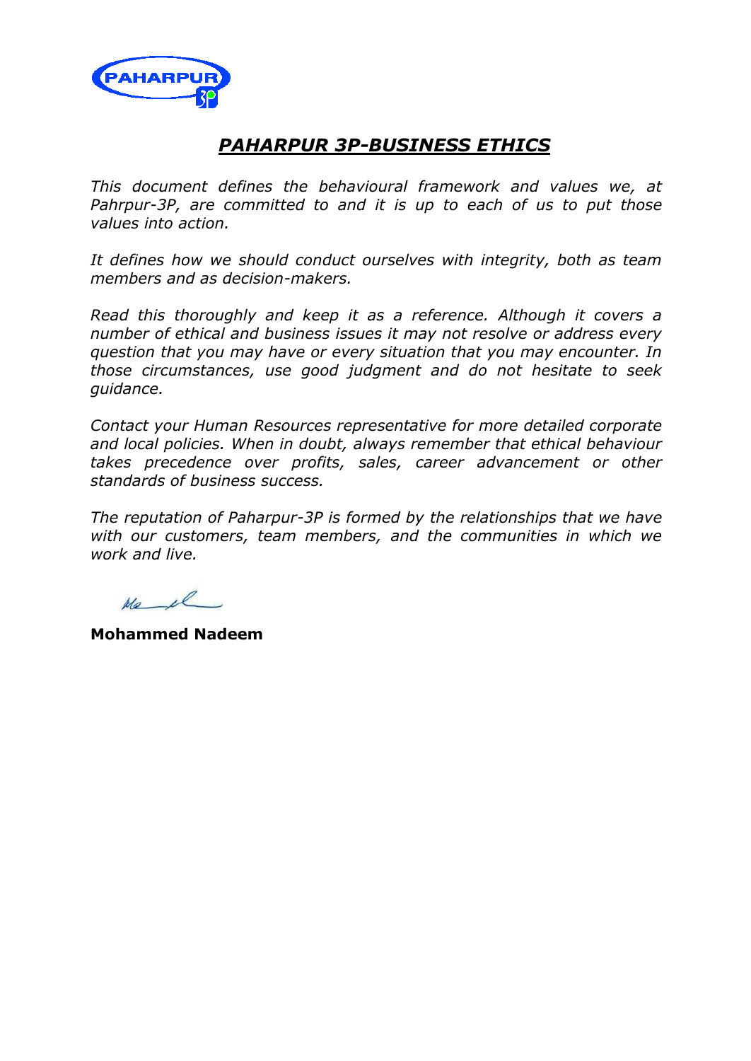# ***PAHARPUR 3P-BUSINESS ETHICS***

*This document defines the behavioural framework and values we, at Pahrpur-3P, are committed to and it is up to each of us to put those values into action.*

*It defines how we should conduct ourselves with integrity, both as team members and as decision-makers.*

*Read this thoroughly and keep it as a reference. Although it covers a number of ethical and business issues it may not resolve or address every question that you may have or every situation that you may encounter. In those circumstances, use good judgment and do not hesitate to seek guidance.*

*Contact your Human Resources representative for more detailed corporate and local policies. When in doubt, always remember that ethical behaviour takes precedence over profits, sales, career advancement or other standards of business success.*

*The reputation of Paharpur-3P is formed by the relationships that we have with our customers, team members, and the communities in which we work and live.*

**Mohammed Nadeem**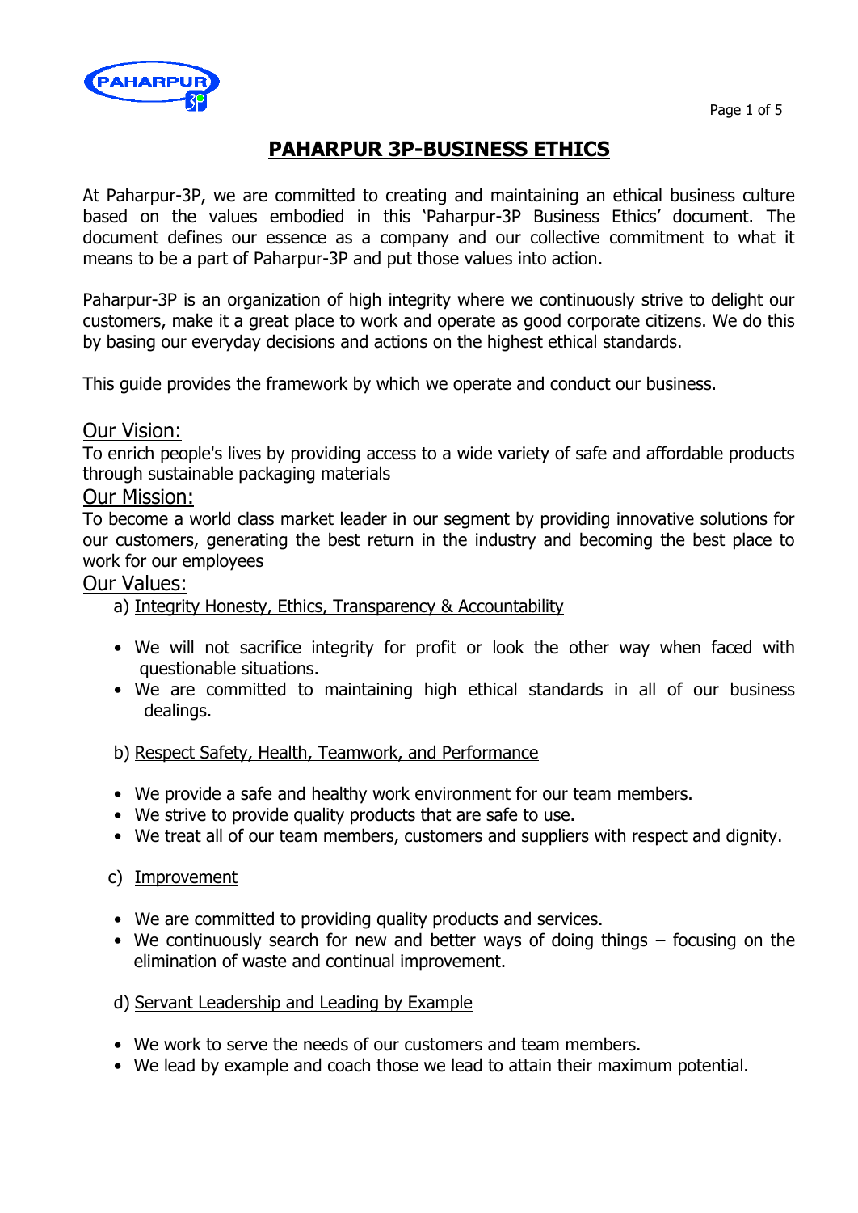# PAHARPUR 3P-BUSINESS ETHICS

At Paharpur-3P, we are committed to creating and maintaining an ethical business culture based on the values embodied in this 'Paharpur-3P Business Ethics' document. The document defines our essence as a company and our collective commitment to what it means to be a part of Paharpur-3P and put those values into action.

Paharpur-3P is an organization of high integrity where we continuously strive to delight our customers, make it a great place to work and operate as good corporate citizens. We do this by basing our everyday decisions and actions on the highest ethical standards.

This guide provides the framework by which we operate and conduct our business.

## Our Vision:

To enrich people's lives by providing access to a wide variety of safe and affordable products through sustainable packaging materials

## Our Mission:

To become a world class market leader in our segment by providing innovative solutions for our customers, generating the best return in the industry and becoming the best place to work for our employees

## Our Values:

a) Integrity Honesty, Ethics, Transparency & Accountability

- We will not sacrifice integrity for profit or look the other way when faced with questionable situations.
- We are committed to maintaining high ethical standards in all of our business dealings.

b) Respect Safety, Health, Teamwork, and Performance

- We provide a safe and healthy work environment for our team members.
- We strive to provide quality products that are safe to use.
- We treat all of our team members, customers and suppliers with respect and dignity.

c) Improvement

- We are committed to providing quality products and services.
- We continuously search for new and better ways of doing things – focusing on the elimination of waste and continual improvement.

d) Servant Leadership and Leading by Example

- We work to serve the needs of our customers and team members.
- We lead by example and coach those we lead to attain their maximum potential.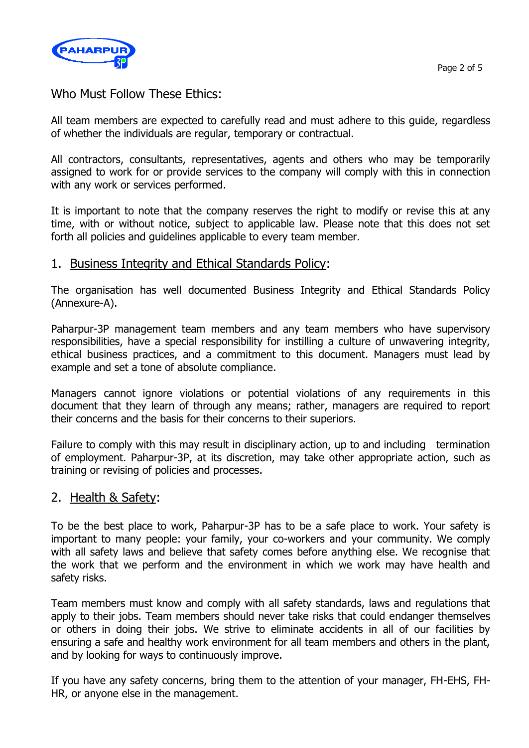## Who Must Follow These Ethics:

All team members are expected to carefully read and must adhere to this guide, regardless of whether the individuals are regular, temporary or contractual.

All contractors, consultants, representatives, agents and others who may be temporarily assigned to work for or provide services to the company will comply with this in connection with any work or services performed.

It is important to note that the company reserves the right to modify or revise this at any time, with or without notice, subject to applicable law. Please note that this does not set forth all policies and guidelines applicable to every team member.

## 1. Business Integrity and Ethical Standards Policy:

The organisation has well documented Business Integrity and Ethical Standards Policy (Annexure-A).

Paharpur-3P management team members and any team members who have supervisory responsibilities, have a special responsibility for instilling a culture of unwavering integrity, ethical business practices, and a commitment to this document. Managers must lead by example and set a tone of absolute compliance.

Managers cannot ignore violations or potential violations of any requirements in this document that they learn of through any means; rather, managers are required to report their concerns and the basis for their concerns to their superiors.

Failure to comply with this may result in disciplinary action, up to and including termination of employment. Paharpur-3P, at its discretion, may take other appropriate action, such as training or revising of policies and processes.

## 2. Health & Safety:

To be the best place to work, Paharpur-3P has to be a safe place to work. Your safety is important to many people: your family, your co-workers and your community. We comply with all safety laws and believe that safety comes before anything else. We recognise that the work that we perform and the environment in which we work may have health and safety risks.

Team members must know and comply with all safety standards, laws and regulations that apply to their jobs. Team members should never take risks that could endanger themselves or others in doing their jobs. We strive to eliminate accidents in all of our facilities by ensuring a safe and healthy work environment for all team members and others in the plant, and by looking for ways to continuously improve.

If you have any safety concerns, bring them to the attention of your manager, FH-EHS, FH-HR, or anyone else in the management.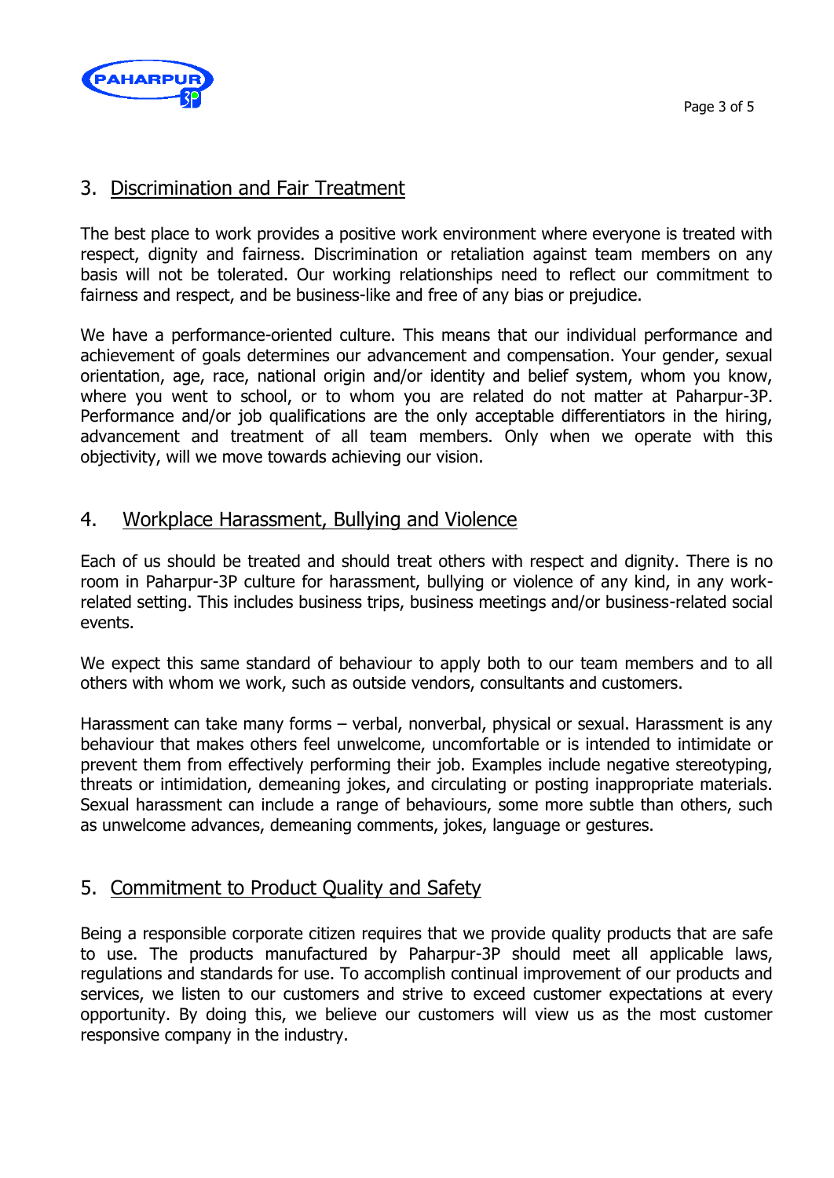## 3. Discrimination and Fair Treatment

The best place to work provides a positive work environment where everyone is treated with respect, dignity and fairness. Discrimination or retaliation against team members on any basis will not be tolerated. Our working relationships need to reflect our commitment to fairness and respect, and be business-like and free of any bias or prejudice.

We have a performance-oriented culture. This means that our individual performance and achievement of goals determines our advancement and compensation. Your gender, sexual orientation, age, race, national origin and/or identity and belief system, whom you know, where you went to school, or to whom you are related do not matter at Paharpur-3P. Performance and/or job qualifications are the only acceptable differentiators in the hiring, advancement and treatment of all team members. Only when we operate with this objectivity, will we move towards achieving our vision.

## 4. Workplace Harassment, Bullying and Violence

Each of us should be treated and should treat others with respect and dignity. There is no room in Paharpur-3P culture for harassment, bullying or violence of any kind, in any work-related setting. This includes business trips, business meetings and/or business-related social events.

We expect this same standard of behaviour to apply both to our team members and to all others with whom we work, such as outside vendors, consultants and customers.

Harassment can take many forms – verbal, nonverbal, physical or sexual. Harassment is any behaviour that makes others feel unwelcome, uncomfortable or is intended to intimidate or prevent them from effectively performing their job. Examples include negative stereotyping, threats or intimidation, demeaning jokes, and circulating or posting inappropriate materials. Sexual harassment can include a range of behaviours, some more subtle than others, such as unwelcome advances, demeaning comments, jokes, language or gestures.

## 5. Commitment to Product Quality and Safety

Being a responsible corporate citizen requires that we provide quality products that are safe to use. The products manufactured by Paharpur-3P should meet all applicable laws, regulations and standards for use. To accomplish continual improvement of our products and services, we listen to our customers and strive to exceed customer expectations at every opportunity. By doing this, we believe our customers will view us as the most customer responsive company in the industry.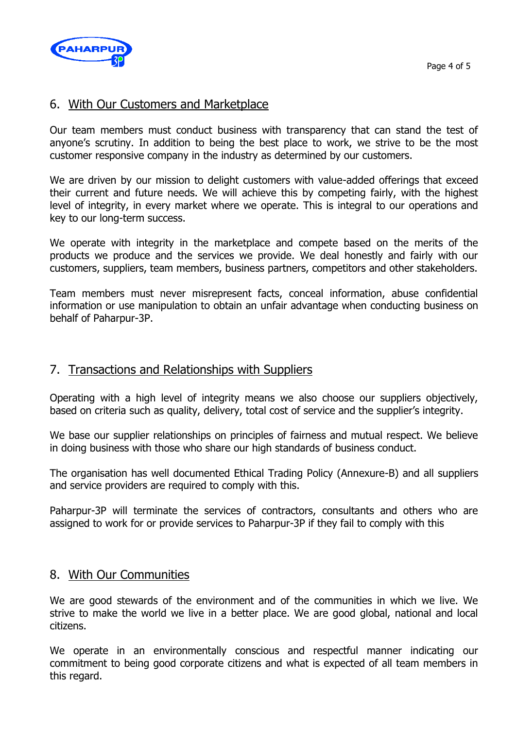## 6. With Our Customers and Marketplace

Our team members must conduct business with transparency that can stand the test of anyone's scrutiny. In addition to being the best place to work, we strive to be the most customer responsive company in the industry as determined by our customers.

We are driven by our mission to delight customers with value-added offerings that exceed their current and future needs. We will achieve this by competing fairly, with the highest level of integrity, in every market where we operate. This is integral to our operations and key to our long-term success.

We operate with integrity in the marketplace and compete based on the merits of the products we produce and the services we provide. We deal honestly and fairly with our customers, suppliers, team members, business partners, competitors and other stakeholders.

Team members must never misrepresent facts, conceal information, abuse confidential information or use manipulation to obtain an unfair advantage when conducting business on behalf of Paharpur-3P.

## 7. Transactions and Relationships with Suppliers

Operating with a high level of integrity means we also choose our suppliers objectively, based on criteria such as quality, delivery, total cost of service and the supplier's integrity.

We base our supplier relationships on principles of fairness and mutual respect. We believe in doing business with those who share our high standards of business conduct.

The organisation has well documented Ethical Trading Policy (Annexure-B) and all suppliers and service providers are required to comply with this.

Paharpur-3P will terminate the services of contractors, consultants and others who are assigned to work for or provide services to Paharpur-3P if they fail to comply with this

## 8. With Our Communities

We are good stewards of the environment and of the communities in which we live. We strive to make the world we live in a better place. We are good global, national and local citizens.

We operate in an environmentally conscious and respectful manner indicating our commitment to being good corporate citizens and what is expected of all team members in this regard.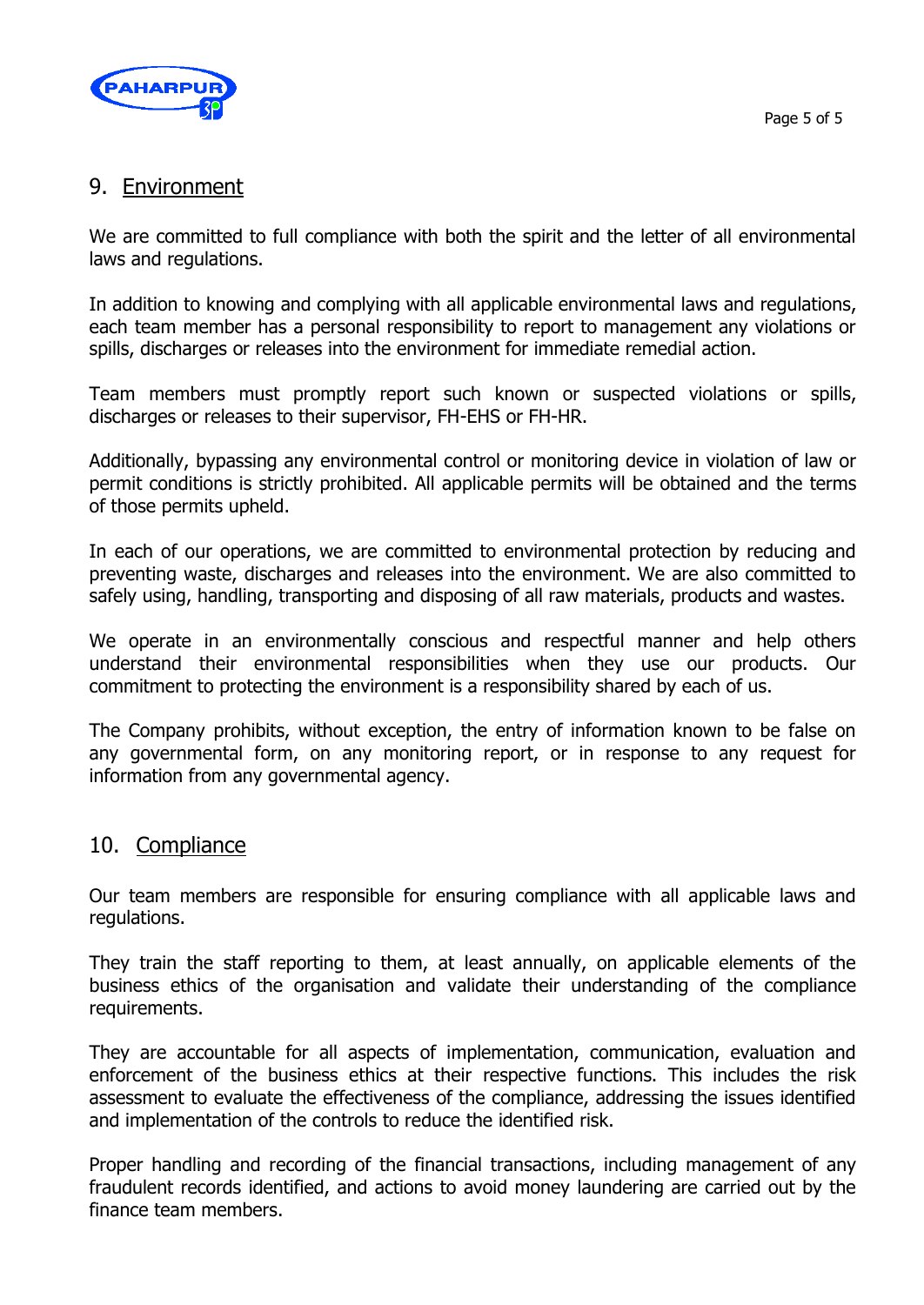## 9. Environment

We are committed to full compliance with both the spirit and the letter of all environmental laws and regulations.

In addition to knowing and complying with all applicable environmental laws and regulations, each team member has a personal responsibility to report to management any violations or spills, discharges or releases into the environment for immediate remedial action.

Team members must promptly report such known or suspected violations or spills, discharges or releases to their supervisor, FH-EHS or FH-HR.

Additionally, bypassing any environmental control or monitoring device in violation of law or permit conditions is strictly prohibited. All applicable permits will be obtained and the terms of those permits upheld.

In each of our operations, we are committed to environmental protection by reducing and preventing waste, discharges and releases into the environment. We are also committed to safely using, handling, transporting and disposing of all raw materials, products and wastes.

We operate in an environmentally conscious and respectful manner and help others understand their environmental responsibilities when they use our products. Our commitment to protecting the environment is a responsibility shared by each of us.

The Company prohibits, without exception, the entry of information known to be false on any governmental form, on any monitoring report, or in response to any request for information from any governmental agency.

## 10. Compliance

Our team members are responsible for ensuring compliance with all applicable laws and regulations.

They train the staff reporting to them, at least annually, on applicable elements of the business ethics of the organisation and validate their understanding of the compliance requirements.

They are accountable for all aspects of implementation, communication, evaluation and enforcement of the business ethics at their respective functions. This includes the risk assessment to evaluate the effectiveness of the compliance, addressing the issues identified and implementation of the controls to reduce the identified risk.

Proper handling and recording of the financial transactions, including management of any fraudulent records identified, and actions to avoid money laundering are carried out by the finance team members.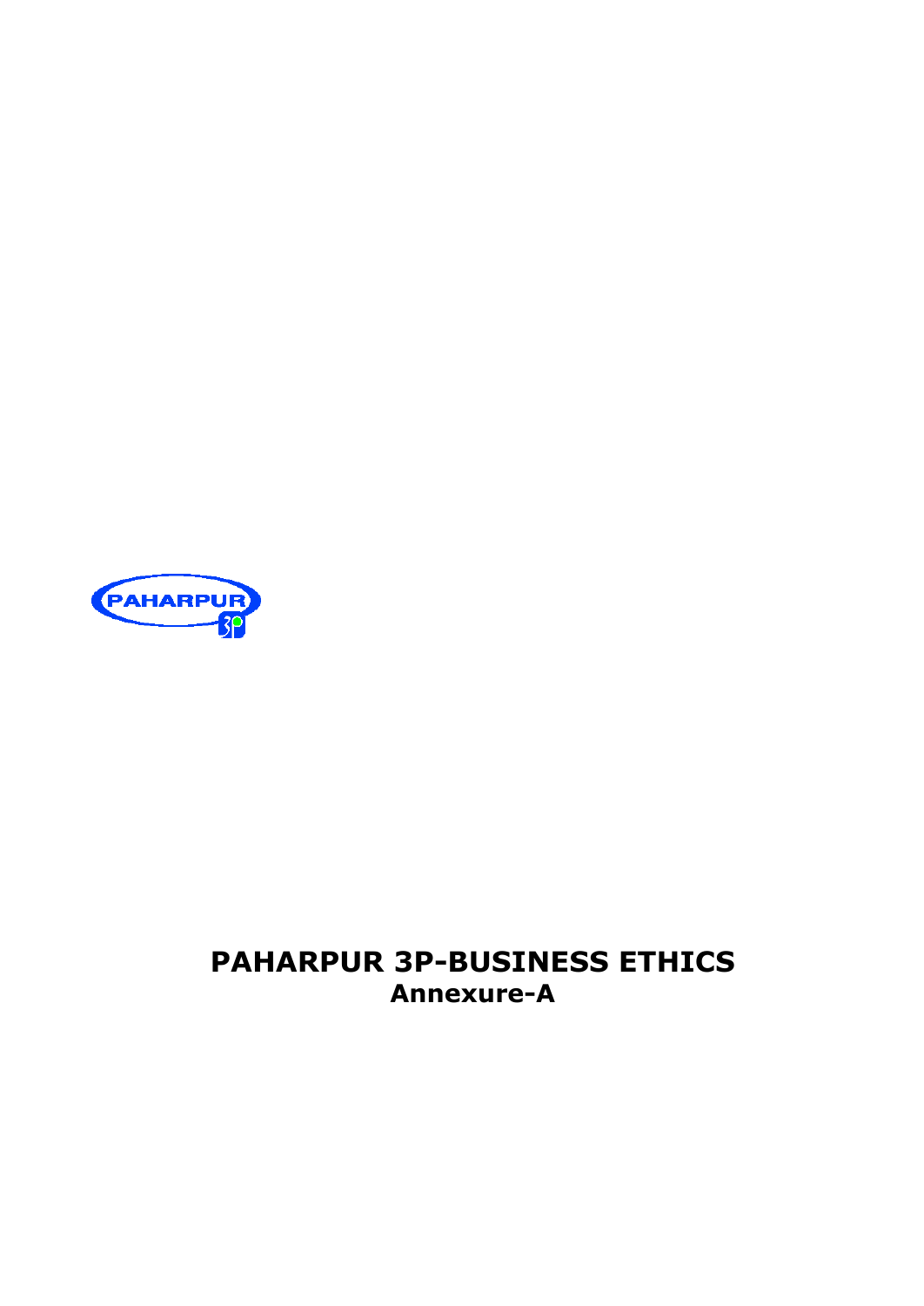# PAHARPUR 3P-BUSINESS ETHICS

## Annexure-A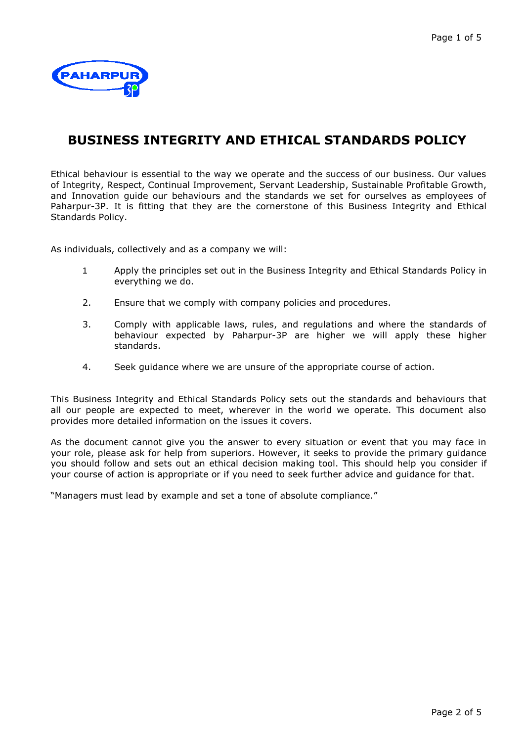# BUSINESS INTEGRITY AND ETHICAL STANDARDS POLICY

Ethical behaviour is essential to the way we operate and the success of our business. Our values of Integrity, Respect, Continual Improvement, Servant Leadership, Sustainable Profitable Growth, and Innovation guide our behaviours and the standards we set for ourselves as employees of Paharpur-3P. It is fitting that they are the cornerstone of this Business Integrity and Ethical Standards Policy.

As individuals, collectively and as a company we will:

1 Apply the principles set out in the Business Integrity and Ethical Standards Policy in everything we do.

2. Ensure that we comply with company policies and procedures.

3. Comply with applicable laws, rules, and regulations and where the standards of behaviour expected by Paharpur-3P are higher we will apply these higher standards.

4. Seek guidance where we are unsure of the appropriate course of action.

This Business Integrity and Ethical Standards Policy sets out the standards and behaviours that all our people are expected to meet, wherever in the world we operate. This document also provides more detailed information on the issues it covers.

As the document cannot give you the answer to every situation or event that you may face in your role, please ask for help from superiors. However, it seeks to provide the primary guidance you should follow and sets out an ethical decision making tool. This should help you consider if your course of action is appropriate or if you need to seek further advice and guidance for that.

"Managers must lead by example and set a tone of absolute compliance."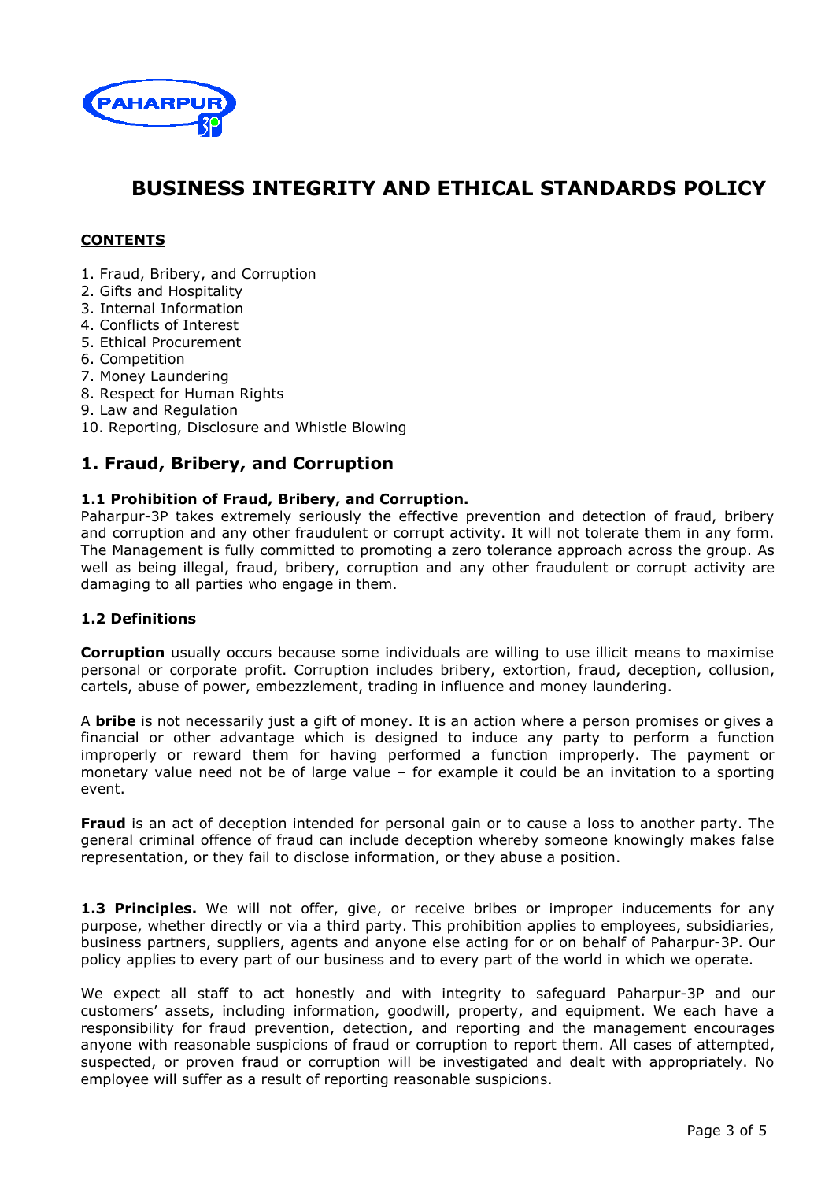# BUSINESS INTEGRITY AND ETHICAL STANDARDS POLICY

**CONTENTS**

1. Fraud, Bribery, and Corruption
2. Gifts and Hospitality
3. Internal Information
4. Conflicts of Interest
5. Ethical Procurement
6. Competition
7. Money Laundering
8. Respect for Human Rights
9. Law and Regulation
10. Reporting, Disclosure and Whistle Blowing

## 1. Fraud, Bribery, and Corruption

### 1.1 Prohibition of Fraud, Bribery, and Corruption.

Paharpur-3P takes extremely seriously the effective prevention and detection of fraud, bribery and corruption and any other fraudulent or corrupt activity. It will not tolerate them in any form. The Management is fully committed to promoting a zero tolerance approach across the group. As well as being illegal, fraud, bribery, corruption and any other fraudulent or corrupt activity are damaging to all parties who engage in them.

### 1.2 Definitions

**Corruption** usually occurs because some individuals are willing to use illicit means to maximise personal or corporate profit. Corruption includes bribery, extortion, fraud, deception, collusion, cartels, abuse of power, embezzlement, trading in influence and money laundering.

A **bribe** is not necessarily just a gift of money. It is an action where a person promises or gives a financial or other advantage which is designed to induce any party to perform a function improperly or reward them for having performed a function improperly. The payment or monetary value need not be of large value – for example it could be an invitation to a sporting event.

**Fraud** is an act of deception intended for personal gain or to cause a loss to another party. The general criminal offence of fraud can include deception whereby someone knowingly makes false representation, or they fail to disclose information, or they abuse a position.

**1.3 Principles.** We will not offer, give, or receive bribes or improper inducements for any purpose, whether directly or via a third party. This prohibition applies to employees, subsidiaries, business partners, suppliers, agents and anyone else acting for or on behalf of Paharpur-3P. Our policy applies to every part of our business and to every part of the world in which we operate.

We expect all staff to act honestly and with integrity to safeguard Paharpur-3P and our customers' assets, including information, goodwill, property, and equipment. We each have a responsibility for fraud prevention, detection, and reporting and the management encourages anyone with reasonable suspicions of fraud or corruption to report them. All cases of attempted, suspected, or proven fraud or corruption will be investigated and dealt with appropriately. No employee will suffer as a result of reporting reasonable suspicions.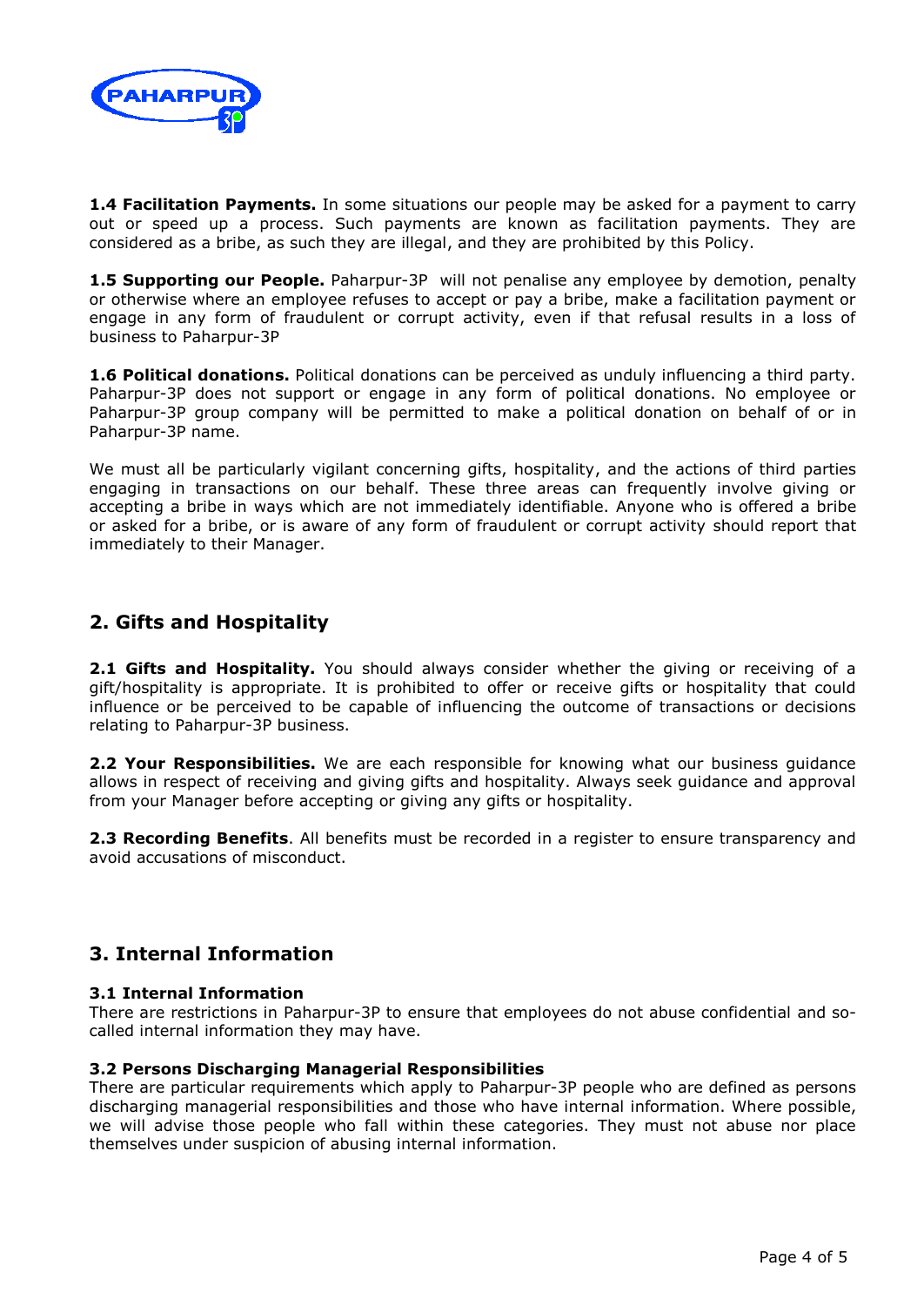**1.4 Facilitation Payments.** In some situations our people may be asked for a payment to carry out or speed up a process. Such payments are known as facilitation payments. They are considered as a bribe, as such they are illegal, and they are prohibited by this Policy.

**1.5 Supporting our People.** Paharpur-3P will not penalise any employee by demotion, penalty or otherwise where an employee refuses to accept or pay a bribe, make a facilitation payment or engage in any form of fraudulent or corrupt activity, even if that refusal results in a loss of business to Paharpur-3P

**1.6 Political donations.** Political donations can be perceived as unduly influencing a third party. Paharpur-3P does not support or engage in any form of political donations. No employee or Paharpur-3P group company will be permitted to make a political donation on behalf of or in Paharpur-3P name.

We must all be particularly vigilant concerning gifts, hospitality, and the actions of third parties engaging in transactions on our behalf. These three areas can frequently involve giving or accepting a bribe in ways which are not immediately identifiable. Anyone who is offered a bribe or asked for a bribe, or is aware of any form of fraudulent or corrupt activity should report that immediately to their Manager.

## 2. Gifts and Hospitality

**2.1 Gifts and Hospitality.** You should always consider whether the giving or receiving of a gift/hospitality is appropriate. It is prohibited to offer or receive gifts or hospitality that could influence or be perceived to be capable of influencing the outcome of transactions or decisions relating to Paharpur-3P business.

**2.2 Your Responsibilities.** We are each responsible for knowing what our business guidance allows in respect of receiving and giving gifts and hospitality. Always seek guidance and approval from your Manager before accepting or giving any gifts or hospitality.

**2.3 Recording Benefits**. All benefits must be recorded in a register to ensure transparency and avoid accusations of misconduct.

## 3. Internal Information

### 3.1 Internal Information

There are restrictions in Paharpur-3P to ensure that employees do not abuse confidential and so-called internal information they may have.

### 3.2 Persons Discharging Managerial Responsibilities

There are particular requirements which apply to Paharpur-3P people who are defined as persons discharging managerial responsibilities and those who have internal information. Where possible, we will advise those people who fall within these categories. They must not abuse nor place themselves under suspicion of abusing internal information.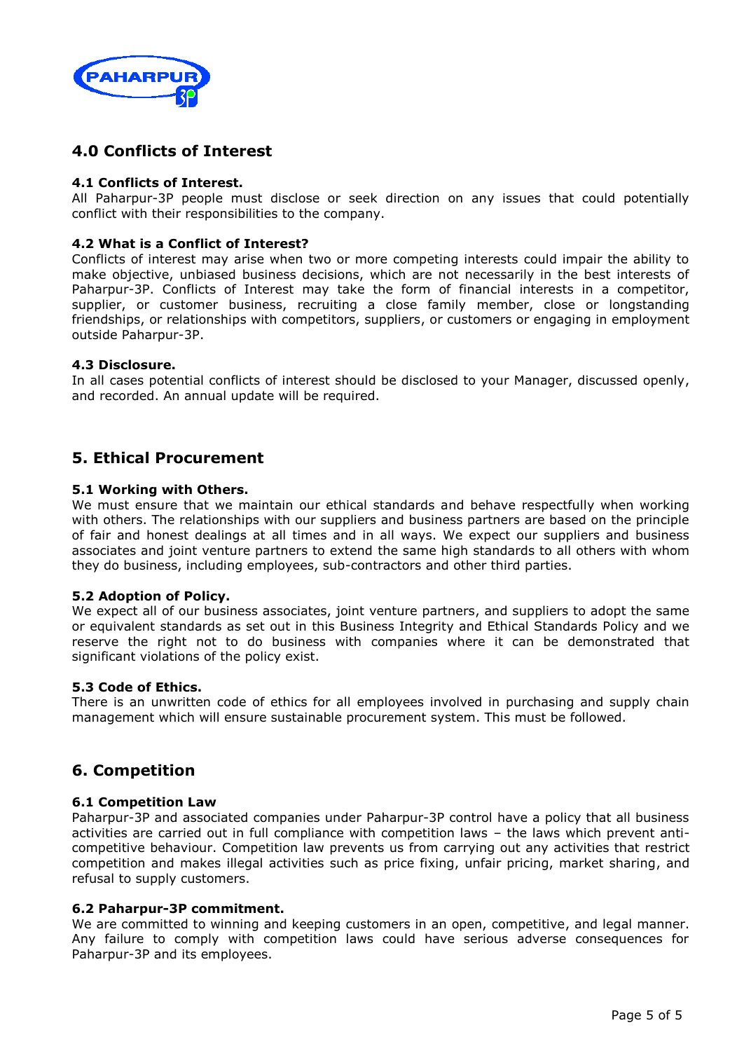## 4.0 Conflicts of Interest

### 4.1 Conflicts of Interest.

All Paharpur-3P people must disclose or seek direction on any issues that could potentially conflict with their responsibilities to the company.

### 4.2 What is a Conflict of Interest?

Conflicts of interest may arise when two or more competing interests could impair the ability to make objective, unbiased business decisions, which are not necessarily in the best interests of Paharpur-3P. Conflicts of Interest may take the form of financial interests in a competitor, supplier, or customer business, recruiting a close family member, close or longstanding friendships, or relationships with competitors, suppliers, or customers or engaging in employment outside Paharpur-3P.

### 4.3 Disclosure.

In all cases potential conflicts of interest should be disclosed to your Manager, discussed openly, and recorded. An annual update will be required.

## 5. Ethical Procurement

### 5.1 Working with Others.

We must ensure that we maintain our ethical standards and behave respectfully when working with others. The relationships with our suppliers and business partners are based on the principle of fair and honest dealings at all times and in all ways. We expect our suppliers and business associates and joint venture partners to extend the same high standards to all others with whom they do business, including employees, sub-contractors and other third parties.

### 5.2 Adoption of Policy.

We expect all of our business associates, joint venture partners, and suppliers to adopt the same or equivalent standards as set out in this Business Integrity and Ethical Standards Policy and we reserve the right not to do business with companies where it can be demonstrated that significant violations of the policy exist.

### 5.3 Code of Ethics.

There is an unwritten code of ethics for all employees involved in purchasing and supply chain management which will ensure sustainable procurement system. This must be followed.

## 6. Competition

### 6.1 Competition Law

Paharpur-3P and associated companies under Paharpur-3P control have a policy that all business activities are carried out in full compliance with competition laws – the laws which prevent anti-competitive behaviour. Competition law prevents us from carrying out any activities that restrict competition and makes illegal activities such as price fixing, unfair pricing, market sharing, and refusal to supply customers.

### 6.2 Paharpur-3P commitment.

We are committed to winning and keeping customers in an open, competitive, and legal manner. Any failure to comply with competition laws could have serious adverse consequences for Paharpur-3P and its employees.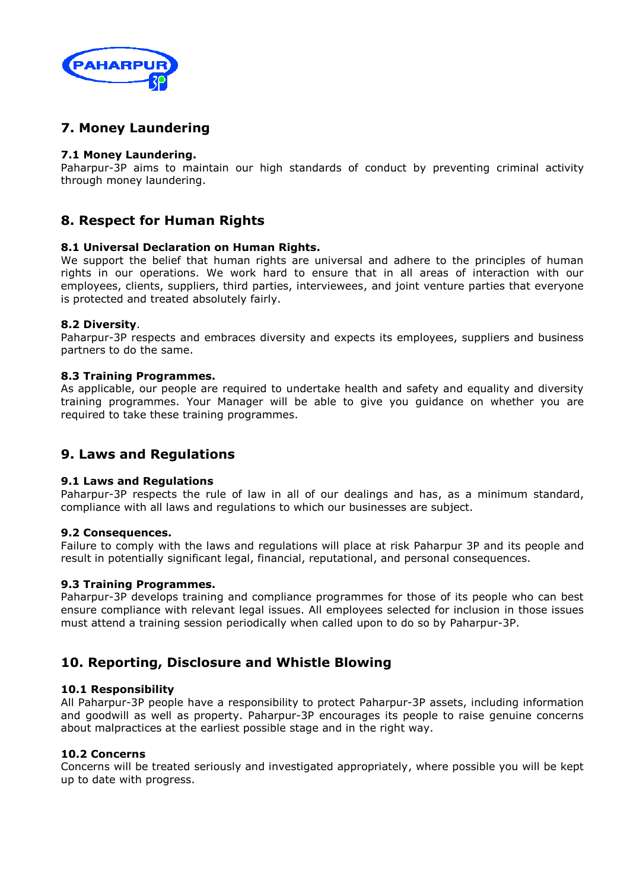## 7. Money Laundering

### 7.1 Money Laundering.

Paharpur-3P aims to maintain our high standards of conduct by preventing criminal activity through money laundering.

## 8. Respect for Human Rights

### 8.1 Universal Declaration on Human Rights.

We support the belief that human rights are universal and adhere to the principles of human rights in our operations. We work hard to ensure that in all areas of interaction with our employees, clients, suppliers, third parties, interviewees, and joint venture parties that everyone is protected and treated absolutely fairly.

### 8.2 Diversity.

Paharpur-3P respects and embraces diversity and expects its employees, suppliers and business partners to do the same.

### 8.3 Training Programmes.

As applicable, our people are required to undertake health and safety and equality and diversity training programmes. Your Manager will be able to give you guidance on whether you are required to take these training programmes.

## 9. Laws and Regulations

### 9.1 Laws and Regulations

Paharpur-3P respects the rule of law in all of our dealings and has, as a minimum standard, compliance with all laws and regulations to which our businesses are subject.

### 9.2 Consequences.

Failure to comply with the laws and regulations will place at risk Paharpur 3P and its people and result in potentially significant legal, financial, reputational, and personal consequences.

### 9.3 Training Programmes.

Paharpur-3P develops training and compliance programmes for those of its people who can best ensure compliance with relevant legal issues. All employees selected for inclusion in those issues must attend a training session periodically when called upon to do so by Paharpur-3P.

## 10. Reporting, Disclosure and Whistle Blowing

### 10.1 Responsibility

All Paharpur-3P people have a responsibility to protect Paharpur-3P assets, including information and goodwill as well as property. Paharpur-3P encourages its people to raise genuine concerns about malpractices at the earliest possible stage and in the right way.

### 10.2 Concerns

Concerns will be treated seriously and investigated appropriately, where possible you will be kept up to date with progress.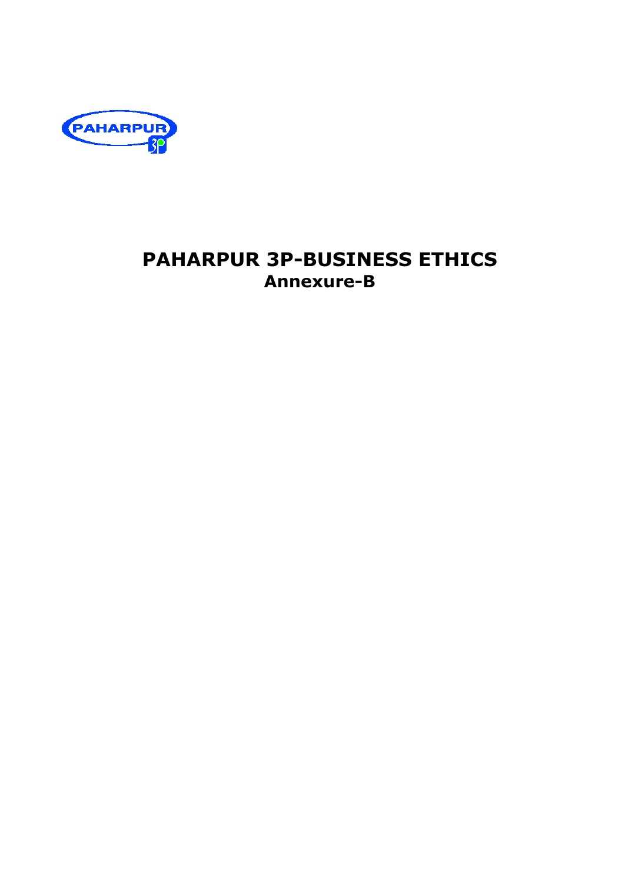# PAHARPUR 3P-BUSINESS ETHICS

## Annexure-B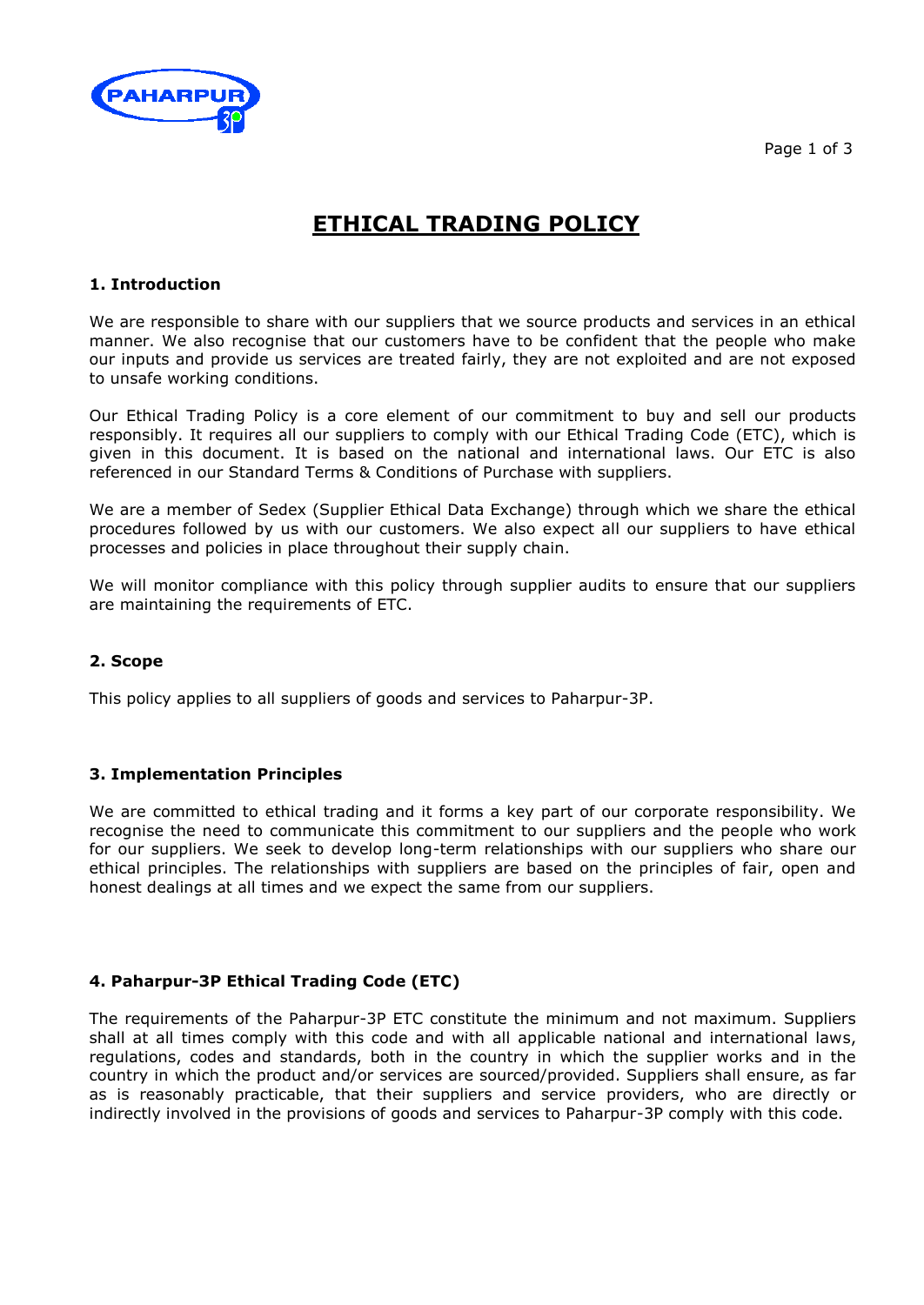# ETHICAL TRADING POLICY

## 1. Introduction

We are responsible to share with our suppliers that we source products and services in an ethical manner. We also recognise that our customers have to be confident that the people who make our inputs and provide us services are treated fairly, they are not exploited and are not exposed to unsafe working conditions.

Our Ethical Trading Policy is a core element of our commitment to buy and sell our products responsibly. It requires all our suppliers to comply with our Ethical Trading Code (ETC), which is given in this document. It is based on the national and international laws. Our ETC is also referenced in our Standard Terms & Conditions of Purchase with suppliers.

We are a member of Sedex (Supplier Ethical Data Exchange) through which we share the ethical procedures followed by us with our customers. We also expect all our suppliers to have ethical processes and policies in place throughout their supply chain.

We will monitor compliance with this policy through supplier audits to ensure that our suppliers are maintaining the requirements of ETC.

## 2. Scope

This policy applies to all suppliers of goods and services to Paharpur-3P.

## 3. Implementation Principles

We are committed to ethical trading and it forms a key part of our corporate responsibility. We recognise the need to communicate this commitment to our suppliers and the people who work for our suppliers. We seek to develop long-term relationships with our suppliers who share our ethical principles. The relationships with suppliers are based on the principles of fair, open and honest dealings at all times and we expect the same from our suppliers.

## 4. Paharpur-3P Ethical Trading Code (ETC)

The requirements of the Paharpur-3P ETC constitute the minimum and not maximum. Suppliers shall at all times comply with this code and with all applicable national and international laws, regulations, codes and standards, both in the country in which the supplier works and in the country in which the product and/or services are sourced/provided. Suppliers shall ensure, as far as is reasonably practicable, that their suppliers and service providers, who are directly or indirectly involved in the provisions of goods and services to Paharpur-3P comply with this code.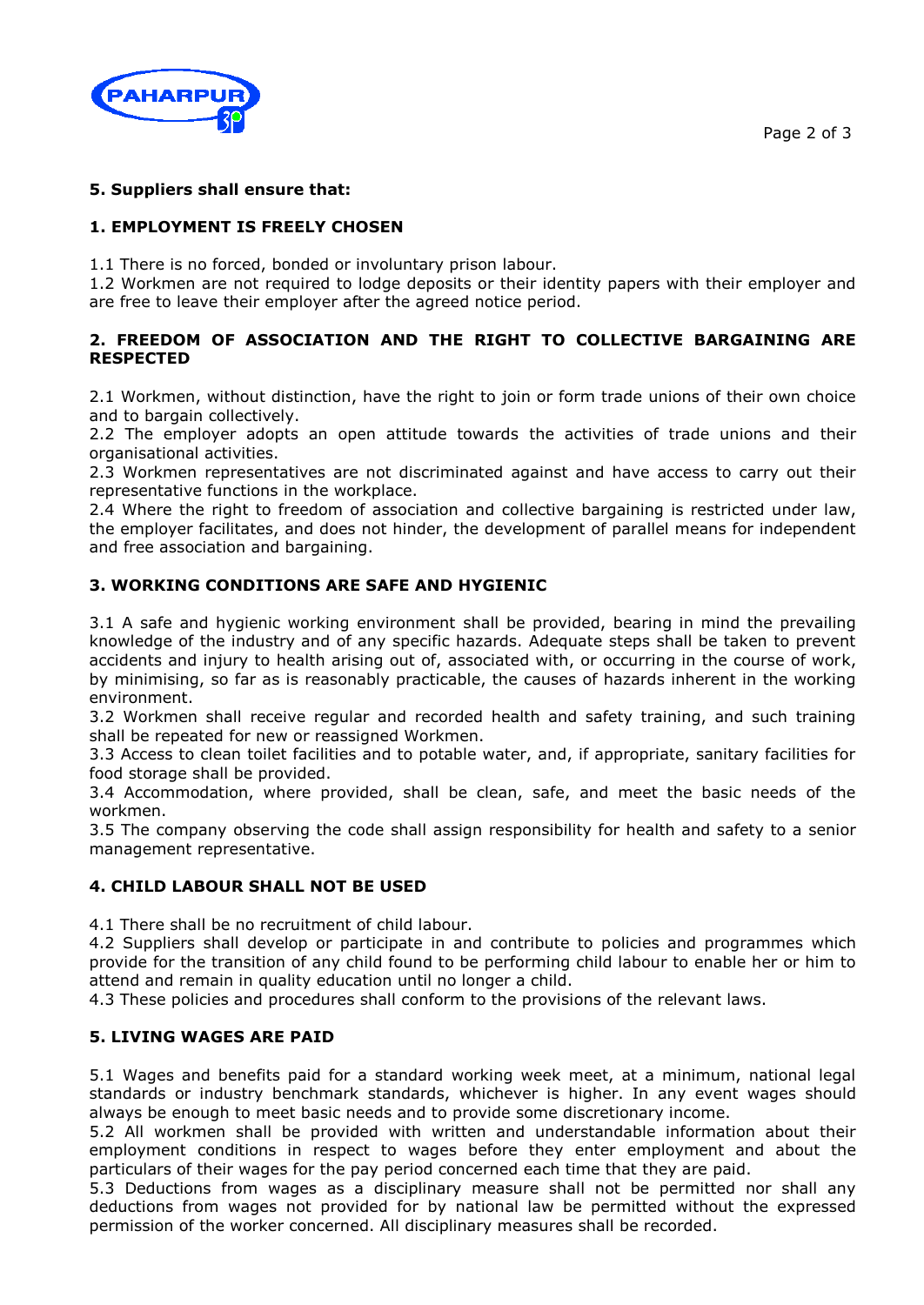**5. Suppliers shall ensure that:**

**1. EMPLOYMENT IS FREELY CHOSEN**

1.1 There is no forced, bonded or involuntary prison labour.
1.2 Workmen are not required to lodge deposits or their identity papers with their employer and are free to leave their employer after the agreed notice period.

**2. FREEDOM OF ASSOCIATION AND THE RIGHT TO COLLECTIVE BARGAINING ARE RESPECTED**

2.1 Workmen, without distinction, have the right to join or form trade unions of their own choice and to bargain collectively.
2.2 The employer adopts an open attitude towards the activities of trade unions and their organisational activities.
2.3 Workmen representatives are not discriminated against and have access to carry out their representative functions in the workplace.
2.4 Where the right to freedom of association and collective bargaining is restricted under law, the employer facilitates, and does not hinder, the development of parallel means for independent and free association and bargaining.

**3. WORKING CONDITIONS ARE SAFE AND HYGIENIC**

3.1 A safe and hygienic working environment shall be provided, bearing in mind the prevailing knowledge of the industry and of any specific hazards. Adequate steps shall be taken to prevent accidents and injury to health arising out of, associated with, or occurring in the course of work, by minimising, so far as is reasonably practicable, the causes of hazards inherent in the working environment.
3.2 Workmen shall receive regular and recorded health and safety training, and such training shall be repeated for new or reassigned Workmen.
3.3 Access to clean toilet facilities and to potable water, and, if appropriate, sanitary facilities for food storage shall be provided.
3.4 Accommodation, where provided, shall be clean, safe, and meet the basic needs of the workmen.
3.5 The company observing the code shall assign responsibility for health and safety to a senior management representative.

**4. CHILD LABOUR SHALL NOT BE USED**

4.1 There shall be no recruitment of child labour.
4.2 Suppliers shall develop or participate in and contribute to policies and programmes which provide for the transition of any child found to be performing child labour to enable her or him to attend and remain in quality education until no longer a child.
4.3 These policies and procedures shall conform to the provisions of the relevant laws.

**5. LIVING WAGES ARE PAID**

5.1 Wages and benefits paid for a standard working week meet, at a minimum, national legal standards or industry benchmark standards, whichever is higher. In any event wages should always be enough to meet basic needs and to provide some discretionary income.
5.2 All workmen shall be provided with written and understandable information about their employment conditions in respect to wages before they enter employment and about the particulars of their wages for the pay period concerned each time that they are paid.
5.3 Deductions from wages as a disciplinary measure shall not be permitted nor shall any deductions from wages not provided for by national law be permitted without the expressed permission of the worker concerned. All disciplinary measures shall be recorded.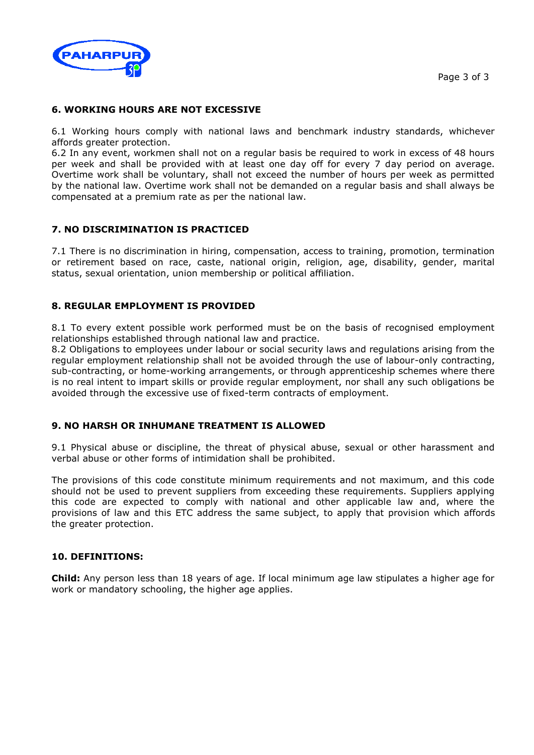### 6. WORKING HOURS ARE NOT EXCESSIVE

6.1 Working hours comply with national laws and benchmark industry standards, whichever affords greater protection.
6.2 In any event, workmen shall not on a regular basis be required to work in excess of 48 hours per week and shall be provided with at least one day off for every 7 day period on average. Overtime work shall be voluntary, shall not exceed the number of hours per week as permitted by the national law. Overtime work shall not be demanded on a regular basis and shall always be compensated at a premium rate as per the national law.

### 7. NO DISCRIMINATION IS PRACTICED

7.1 There is no discrimination in hiring, compensation, access to training, promotion, termination or retirement based on race, caste, national origin, religion, age, disability, gender, marital status, sexual orientation, union membership or political affiliation.

### 8. REGULAR EMPLOYMENT IS PROVIDED

8.1 To every extent possible work performed must be on the basis of recognised employment relationships established through national law and practice.
8.2 Obligations to employees under labour or social security laws and regulations arising from the regular employment relationship shall not be avoided through the use of labour-only contracting, sub-contracting, or home-working arrangements, or through apprenticeship schemes where there is no real intent to impart skills or provide regular employment, nor shall any such obligations be avoided through the excessive use of fixed-term contracts of employment.

### 9. NO HARSH OR INHUMANE TREATMENT IS ALLOWED

9.1 Physical abuse or discipline, the threat of physical abuse, sexual or other harassment and verbal abuse or other forms of intimidation shall be prohibited.

The provisions of this code constitute minimum requirements and not maximum, and this code should not be used to prevent suppliers from exceeding these requirements. Suppliers applying this code are expected to comply with national and other applicable law and, where the provisions of law and this ETC address the same subject, to apply that provision which affords the greater protection.

### 10. DEFINITIONS:

**Child:** Any person less than 18 years of age. If local minimum age law stipulates a higher age for work or mandatory schooling, the higher age applies.